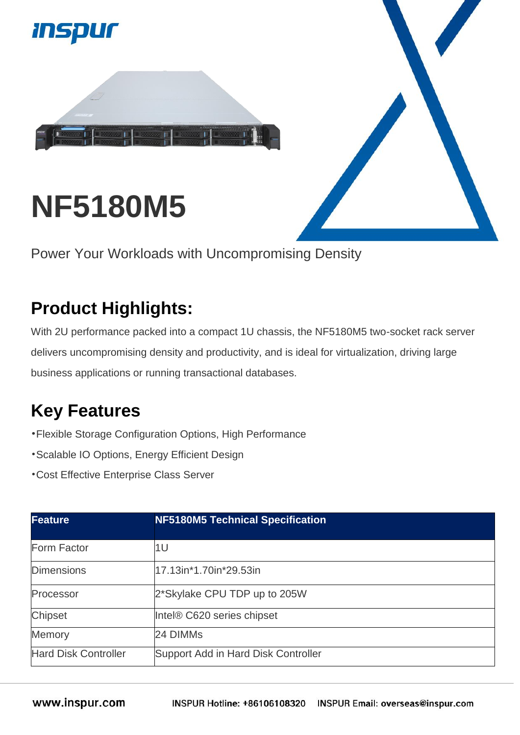# NF5180M5

Power Your Workloads with Uncompromising Density

## Product Highlights:

With 2U performance packed into a compact 1U chassis, the NF5180M5 two-socket rack server delivers uncompromising density and productivity, and is ideal for virtualization, driving large business applications or running transactional databases.

## Key Features

- Flexible Storage Configuration Options, High Performance
- Scalable IO Options, Energy Efficient Design
- Cost Effective Enterprise Class Server

| Feature | NF5180M5 Technical Specification |
|---|---|
| Form Factor | 1U |
| Dimensions | 17.13in*1.70in*29.53in |
| Processor | 2*Skylake CPU TDP up to 205W |
| Chipset | Intel® C620 series chipset |
| Memory | 24 DIMMs |
| Hard Disk Controller | Support Add in Hard Disk Controller |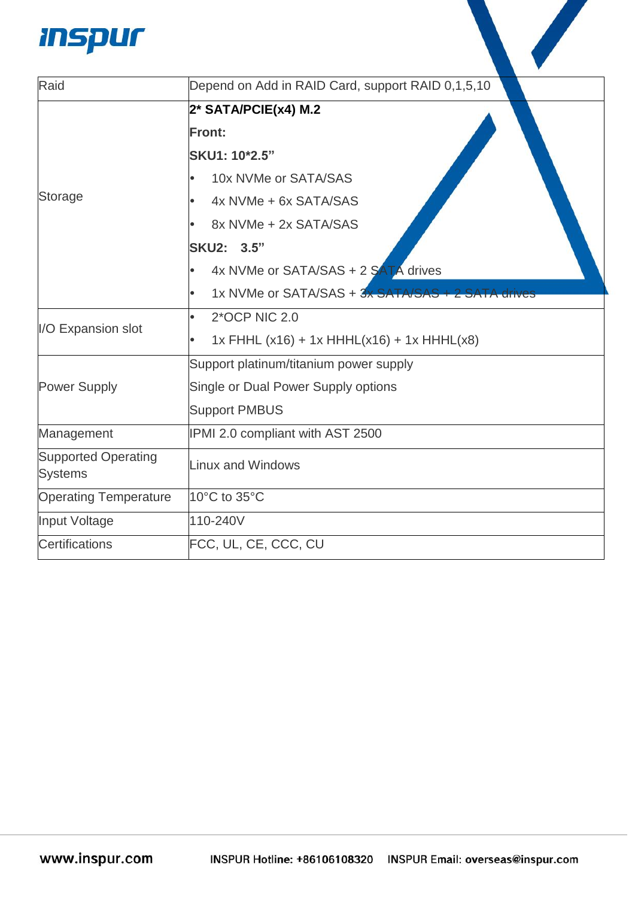| | |
|---|---|
| Raid | Depend on Add in RAID Card, support RAID 0,1,5,10 |
| Storage | **2* SATA/PCIE(x4) M.2**<br>**Front:**<br>**SKU1: 10*2.5"**<br>• 10x NVMe or SATA/SAS<br>• 4x NVMe + 6x SATA/SAS<br>• 8x NVMe + 2x SATA/SAS<br>**SKU2: 3.5"**<br>• 4x NVMe or SATA/SAS + 2 SATA drives<br>• 1x NVMe or SATA/SAS + 3x SATA/SAS + 2 SATA drives |
| I/O Expansion slot | • 2*OCP NIC 2.0<br>• 1x FHHL (x16) + 1x HHHL(x16) + 1x HHHL(x8) |
| Power Supply | Support platinum/titanium power supply<br>Single or Dual Power Supply options<br>Support PMBUS |
| Management | IPMI 2.0 compliant with AST 2500 |
| Supported Operating Systems | Linux and Windows |
| Operating Temperature | 10°C to 35°C |
| Input Voltage | 110-240V |
| Certifications | FCC, UL, CE, CCC, CU |